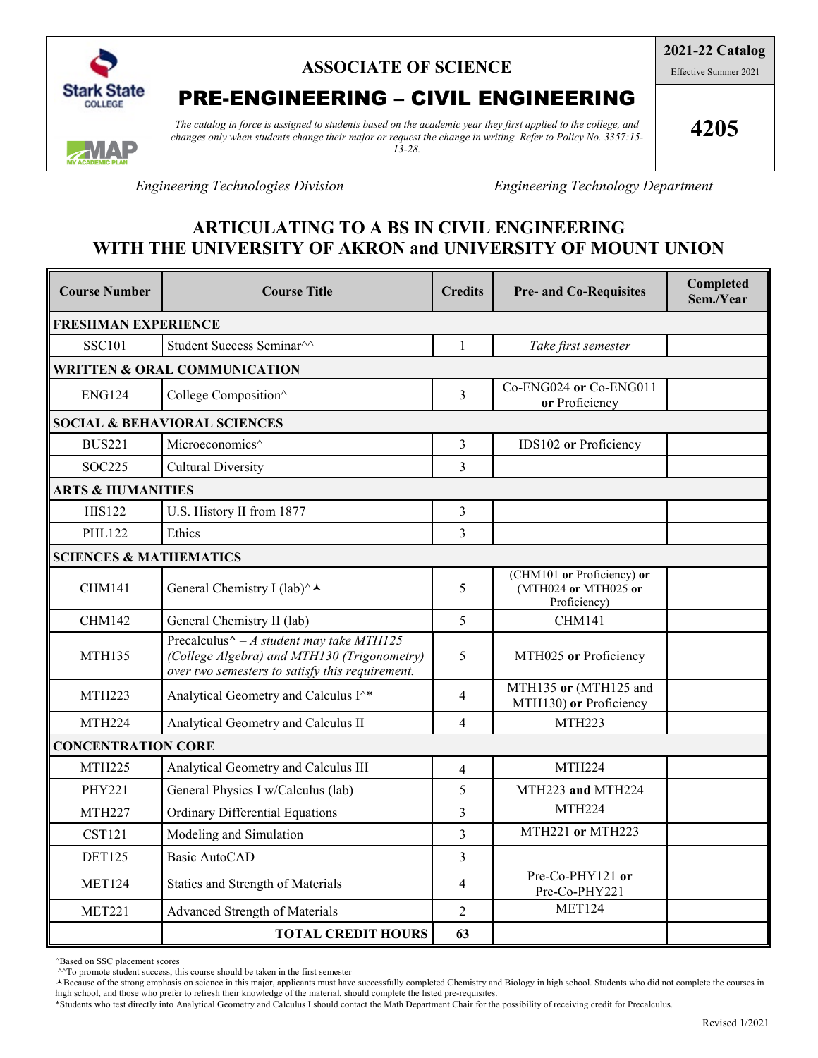Stark State College

MAP MY ACADEMIC PLAN

# ASSOCIATE OF SCIENCE

# PRE-ENGINEERING – CIVIL ENGINEERING

*The catalog in force is assigned to students based on the academic year they first applied to the college, and changes only when students change their major or request the change in writing. Refer to Policy No. 3357:15-13-28.*

**2021-22 Catalog**
Effective Summer 2021

**4205**

*Engineering Technologies Division* *Engineering Technology Department*

## ARTICULATING TO A BS IN CIVIL ENGINEERING WITH THE UNIVERSITY OF AKRON and UNIVERSITY OF MOUNT UNION

| Course Number | Course Title | Credits | Pre- and Co-Requisites | Completed Sem./Year |
|---|---|---|---|---|
| **FRESHMAN EXPERIENCE** | | | | |
| SSC101 | Student Success Seminar^^ | 1 | *Take first semester* | |
| **WRITTEN & ORAL COMMUNICATION** | | | | |
| ENG124 | College Composition^ | 3 | Co-ENG024 **or** Co-ENG011 **or** Proficiency | |
| **SOCIAL & BEHAVIORAL SCIENCES** | | | | |
| BUS221 | Microeconomics^ | 3 | IDS102 **or** Proficiency | |
| SOC225 | Cultural Diversity | 3 | | |
| **ARTS & HUMANITIES** | | | | |
| HIS122 | U.S. History II from 1877 | 3 | | |
| PHL122 | Ethics | 3 | | |
| **SCIENCES & MATHEMATICS** | | | | |
| CHM141 | General Chemistry I (lab)^⅄ | 5 | (CHM101 **or** Proficiency) **or** (MTH024 **or** MTH025 **or** Proficiency) | |
| CHM142 | General Chemistry II (lab) | 5 | CHM141 | |
| MTH135 | Precalculus^ – *A student may take MTH125 (College Algebra) and MTH130 (Trigonometry) over two semesters to satisfy this requirement.* | 5 | MTH025 **or** Proficiency | |
| MTH223 | Analytical Geometry and Calculus I^* | 4 | MTH135 **or** (MTH125 and MTH130) **or** Proficiency | |
| MTH224 | Analytical Geometry and Calculus II | 4 | MTH223 | |
| **CONCENTRATION CORE** | | | | |
| MTH225 | Analytical Geometry and Calculus III | 4 | MTH224 | |
| PHY221 | General Physics I w/Calculus (lab) | 5 | MTH223 **and** MTH224 | |
| MTH227 | Ordinary Differential Equations | 3 | MTH224 | |
| CST121 | Modeling and Simulation | 3 | MTH221 **or** MTH223 | |
| DET125 | Basic AutoCAD | 3 | | |
| MET124 | Statics and Strength of Materials | 4 | Pre-Co-PHY121 **or** Pre-Co-PHY221 | |
| MET221 | Advanced Strength of Materials | 2 | MET124 | |
| | **TOTAL CREDIT HOURS** | **63** | | |

^Based on SSC placement scores
^^To promote student success, this course should be taken in the first semester
⅄Because of the strong emphasis on science in this major, applicants must have successfully completed Chemistry and Biology in high school. Students who did not complete the courses in high school, and those who prefer to refresh their knowledge of the material, should complete the listed pre-requisites.
*Students who test directly into Analytical Geometry and Calculus I should contact the Math Department Chair for the possibility of receiving credit for Precalculus.

Revised 1/2021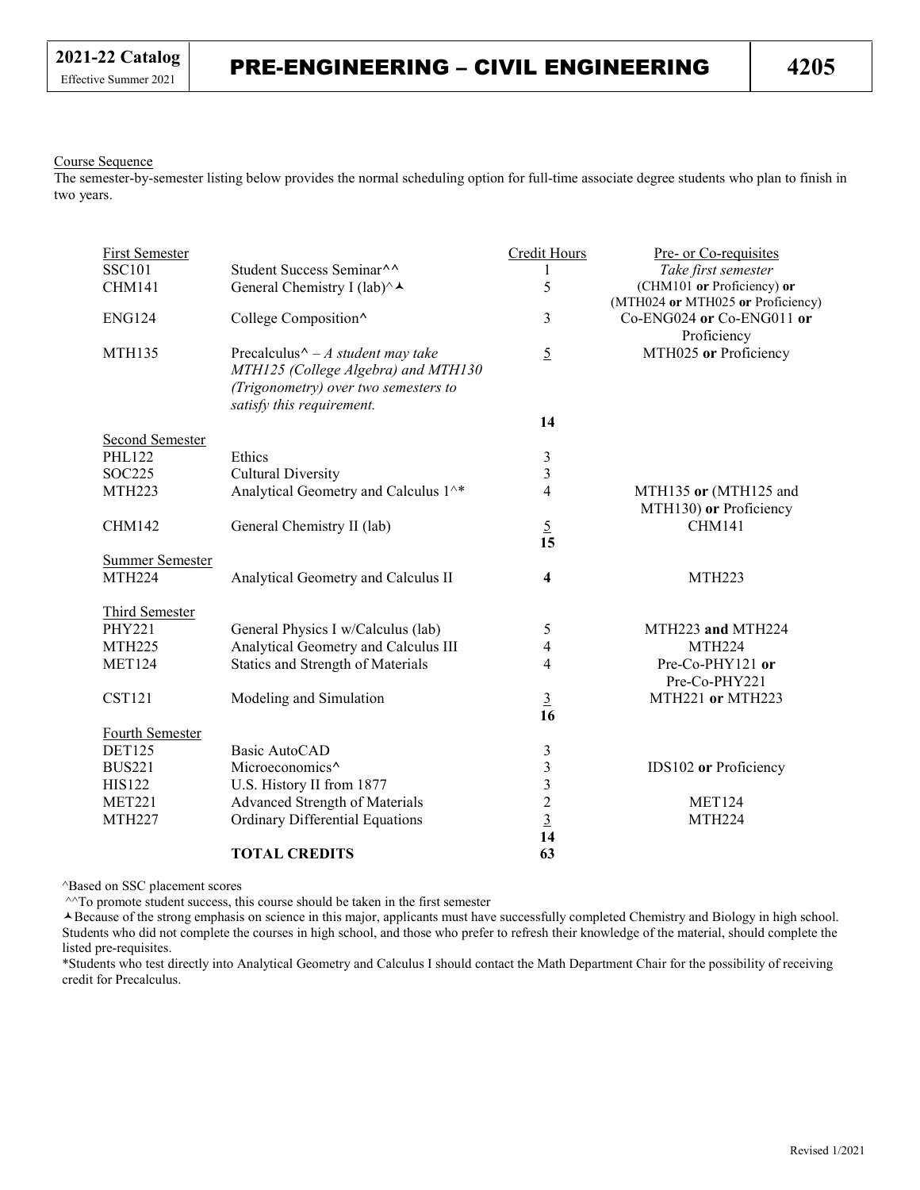# PRE-ENGINEERING – CIVIL ENGINEERING

**2021-22 Catalog** Effective Summer 2021 | **4205**

## Course Sequence

The semester-by-semester listing below provides the normal scheduling option for full-time associate degree students who plan to finish in two years.

| First Semester | | Credit Hours | Pre- or Co-requisites |
|---|---|---|---|
| SSC101 | Student Success Seminar^^ | 1 | *Take first semester* |
| CHM141 | General Chemistry I (lab)^⅄ | 5 | (CHM101 **or** Proficiency) **or** (MTH024 **or** MTH025 **or** Proficiency) |
| ENG124 | College Composition^ | 3 | Co-ENG024 **or** Co-ENG011 **or** Proficiency |
| MTH135 | Precalculus^ – *A student may take MTH125 (College Algebra) and MTH130 (Trigonometry) over two semesters to satisfy this requirement.* | 5 | MTH025 **or** Proficiency |
| | | **14** | |
| **Second Semester** | | | |
| PHL122 | Ethics | 3 | |
| SOC225 | Cultural Diversity | 3 | |
| MTH223 | Analytical Geometry and Calculus 1^* | 4 | MTH135 **or** (MTH125 and MTH130) **or** Proficiency |
| CHM142 | General Chemistry II (lab) | 5 | CHM141 |
| | | **15** | |
| **Summer Semester** | | | |
| MTH224 | Analytical Geometry and Calculus II | **4** | MTH223 |
| **Third Semester** | | | |
| PHY221 | General Physics I w/Calculus (lab) | 5 | MTH223 **and** MTH224 |
| MTH225 | Analytical Geometry and Calculus III | 4 | MTH224 |
| MET124 | Statics and Strength of Materials | 4 | Pre-Co-PHY121 **or** Pre-Co-PHY221 |
| CST121 | Modeling and Simulation | 3 | MTH221 **or** MTH223 |
| | | **16** | |
| **Fourth Semester** | | | |
| DET125 | Basic AutoCAD | 3 | |
| BUS221 | Microeconomics^ | 3 | IDS102 **or** Proficiency |
| HIS122 | U.S. History II from 1877 | 3 | |
| MET221 | Advanced Strength of Materials | 2 | MET124 |
| MTH227 | Ordinary Differential Equations | 3 | MTH224 |
| | | **14** | |
| | **TOTAL CREDITS** | **63** | |

^Based on SSC placement scores

^^To promote student success, this course should be taken in the first semester

⅄Because of the strong emphasis on science in this major, applicants must have successfully completed Chemistry and Biology in high school. Students who did not complete the courses in high school, and those who prefer to refresh their knowledge of the material, should complete the listed pre-requisites.

*Students who test directly into Analytical Geometry and Calculus I should contact the Math Department Chair for the possibility of receiving credit for Precalculus.

Revised 1/2021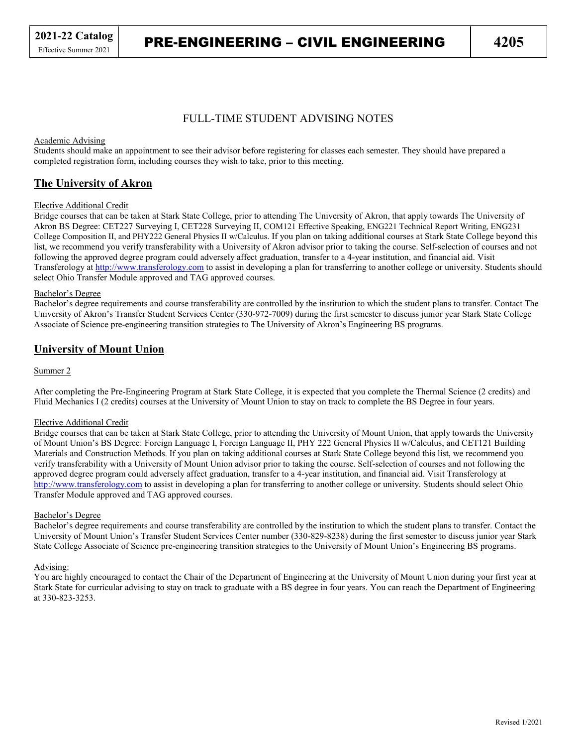# PRE-ENGINEERING – CIVIL ENGINEERING

**2021-22 Catalog**
Effective Summer 2021

**4205**

## FULL-TIME STUDENT ADVISING NOTES

Academic Advising
Students should make an appointment to see their advisor before registering for classes each semester. They should have prepared a completed registration form, including courses they wish to take, prior to this meeting.

## The University of Akron

Elective Additional Credit
Bridge courses that can be taken at Stark State College, prior to attending The University of Akron, that apply towards The University of Akron BS Degree: CET227 Surveying I, CET228 Surveying II, COM121 Effective Speaking, ENG221 Technical Report Writing, ENG231 College Composition II, and PHY222 General Physics II w/Calculus. If you plan on taking additional courses at Stark State College beyond this list, we recommend you verify transferability with a University of Akron advisor prior to taking the course. Self-selection of courses and not following the approved degree program could adversely affect graduation, transfer to a 4-year institution, and financial aid. Visit Transferology at http://www.transferology.com to assist in developing a plan for transferring to another college or university. Students should select Ohio Transfer Module approved and TAG approved courses.

Bachelor's Degree
Bachelor's degree requirements and course transferability are controlled by the institution to which the student plans to transfer. Contact The University of Akron's Transfer Student Services Center (330-972-7009) during the first semester to discuss junior year Stark State College Associate of Science pre-engineering transition strategies to The University of Akron's Engineering BS programs.

## University of Mount Union

Summer 2

After completing the Pre-Engineering Program at Stark State College, it is expected that you complete the Thermal Science (2 credits) and Fluid Mechanics I (2 credits) courses at the University of Mount Union to stay on track to complete the BS Degree in four years.

Elective Additional Credit
Bridge courses that can be taken at Stark State College, prior to attending the University of Mount Union, that apply towards the University of Mount Union's BS Degree: Foreign Language I, Foreign Language II, PHY 222 General Physics II w/Calculus, and CET121 Building Materials and Construction Methods. If you plan on taking additional courses at Stark State College beyond this list, we recommend you verify transferability with a University of Mount Union advisor prior to taking the course. Self-selection of courses and not following the approved degree program could adversely affect graduation, transfer to a 4-year institution, and financial aid. Visit Transferology at http://www.transferology.com to assist in developing a plan for transferring to another college or university. Students should select Ohio Transfer Module approved and TAG approved courses.

Bachelor's Degree
Bachelor's degree requirements and course transferability are controlled by the institution to which the student plans to transfer. Contact the University of Mount Union's Transfer Student Services Center number (330-829-8238) during the first semester to discuss junior year Stark State College Associate of Science pre-engineering transition strategies to the University of Mount Union's Engineering BS programs.

Advising:
You are highly encouraged to contact the Chair of the Department of Engineering at the University of Mount Union during your first year at Stark State for curricular advising to stay on track to graduate with a BS degree in four years. You can reach the Department of Engineering at 330-823-3253.

Revised 1/2021